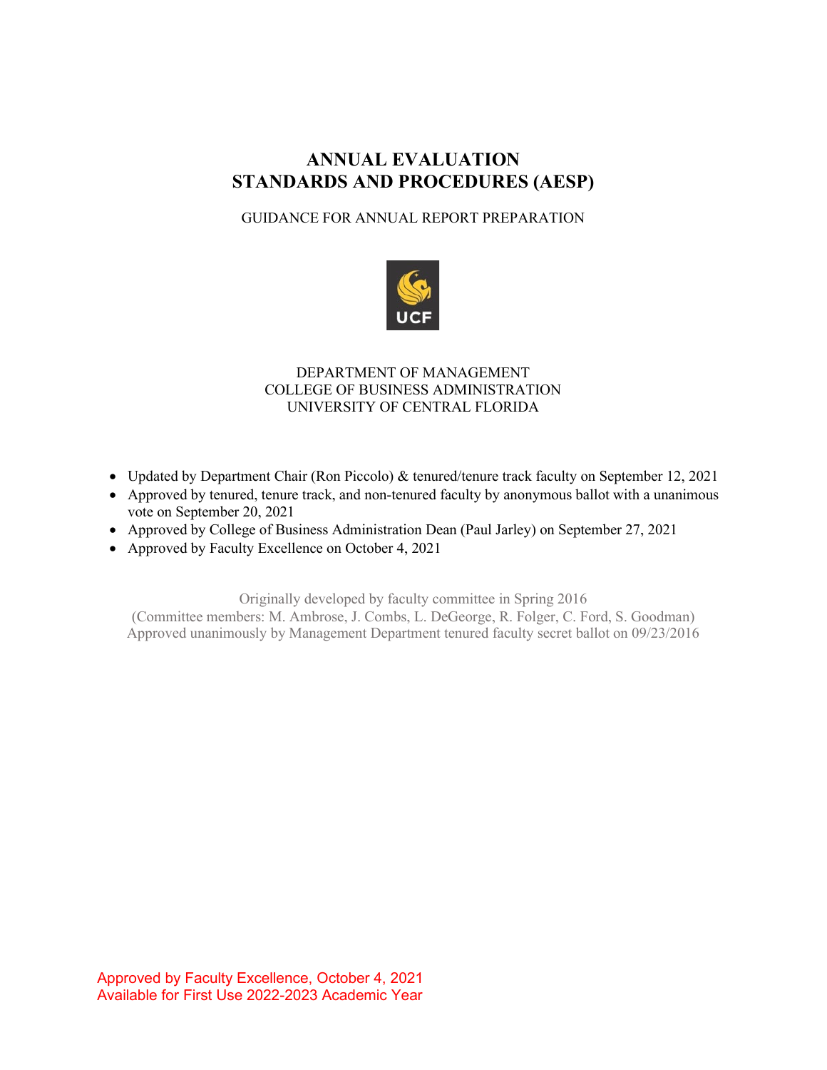# ANNUAL EVALUATION STANDARDS AND PROCEDURES (AESP)

GUIDANCE FOR ANNUAL REPORT PREPARATION

DEPARTMENT OF MANAGEMENT
COLLEGE OF BUSINESS ADMINISTRATION
UNIVERSITY OF CENTRAL FLORIDA

- Updated by Department Chair (Ron Piccolo) & tenured/tenure track faculty on September 12, 2021
- Approved by tenured, tenure track, and non-tenured faculty by anonymous ballot with a unanimous vote on September 20, 2021
- Approved by College of Business Administration Dean (Paul Jarley) on September 27, 2021
- Approved by Faculty Excellence on October 4, 2021

Originally developed by faculty committee in Spring 2016
(Committee members: M. Ambrose, J. Combs, L. DeGeorge, R. Folger, C. Ford, S. Goodman)
Approved unanimously by Management Department tenured faculty secret ballot on 09/23/2016

Approved by Faculty Excellence, October 4, 2021
Available for First Use 2022-2023 Academic Year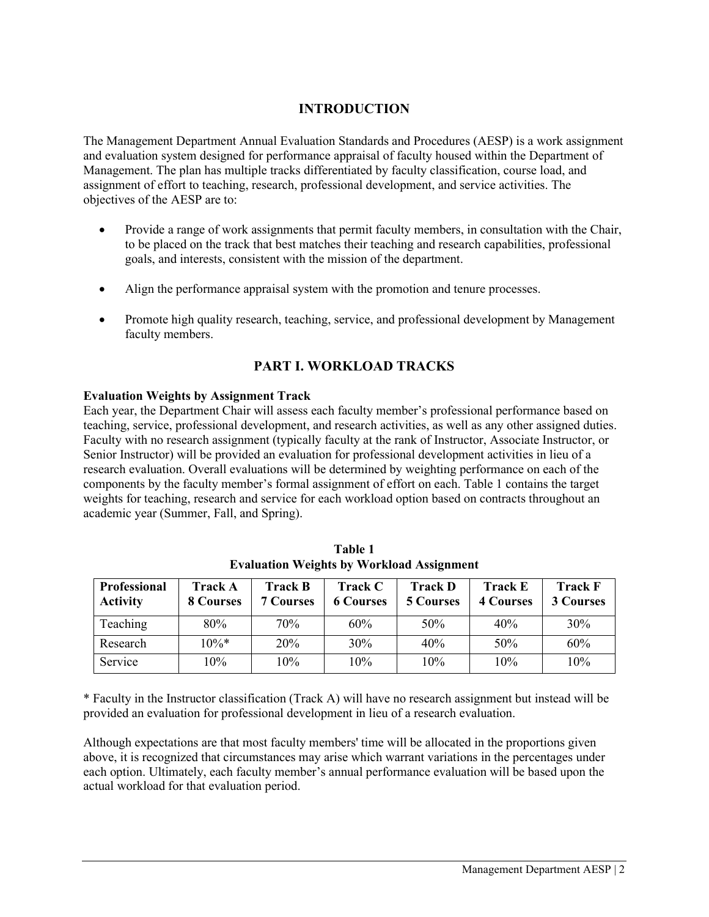## INTRODUCTION

The Management Department Annual Evaluation Standards and Procedures (AESP) is a work assignment and evaluation system designed for performance appraisal of faculty housed within the Department of Management. The plan has multiple tracks differentiated by faculty classification, course load, and assignment of effort to teaching, research, professional development, and service activities. The objectives of the AESP are to:

- Provide a range of work assignments that permit faculty members, in consultation with the Chair, to be placed on the track that best matches their teaching and research capabilities, professional goals, and interests, consistent with the mission of the department.
- Align the performance appraisal system with the promotion and tenure processes.
- Promote high quality research, teaching, service, and professional development by Management faculty members.

## PART I. WORKLOAD TRACKS

**Evaluation Weights by Assignment Track**

Each year, the Department Chair will assess each faculty member's professional performance based on teaching, service, professional development, and research activities, as well as any other assigned duties. Faculty with no research assignment (typically faculty at the rank of Instructor, Associate Instructor, or Senior Instructor) will be provided an evaluation for professional development activities in lieu of a research evaluation. Overall evaluations will be determined by weighting performance on each of the components by the faculty member's formal assignment of effort on each. Table 1 contains the target weights for teaching, research and service for each workload option based on contracts throughout an academic year (Summer, Fall, and Spring).

**Table 1**
**Evaluation Weights by Workload Assignment**

| Professional Activity | Track A 8 Courses | Track B 7 Courses | Track C 6 Courses | Track D 5 Courses | Track E 4 Courses | Track F 3 Courses |
|---|---|---|---|---|---|---|
| Teaching | 80% | 70% | 60% | 50% | 40% | 30% |
| Research | 10%* | 20% | 30% | 40% | 50% | 60% |
| Service | 10% | 10% | 10% | 10% | 10% | 10% |

* Faculty in the Instructor classification (Track A) will have no research assignment but instead will be provided an evaluation for professional development in lieu of a research evaluation.

Although expectations are that most faculty members' time will be allocated in the proportions given above, it is recognized that circumstances may arise which warrant variations in the percentages under each option. Ultimately, each faculty member's annual performance evaluation will be based upon the actual workload for that evaluation period.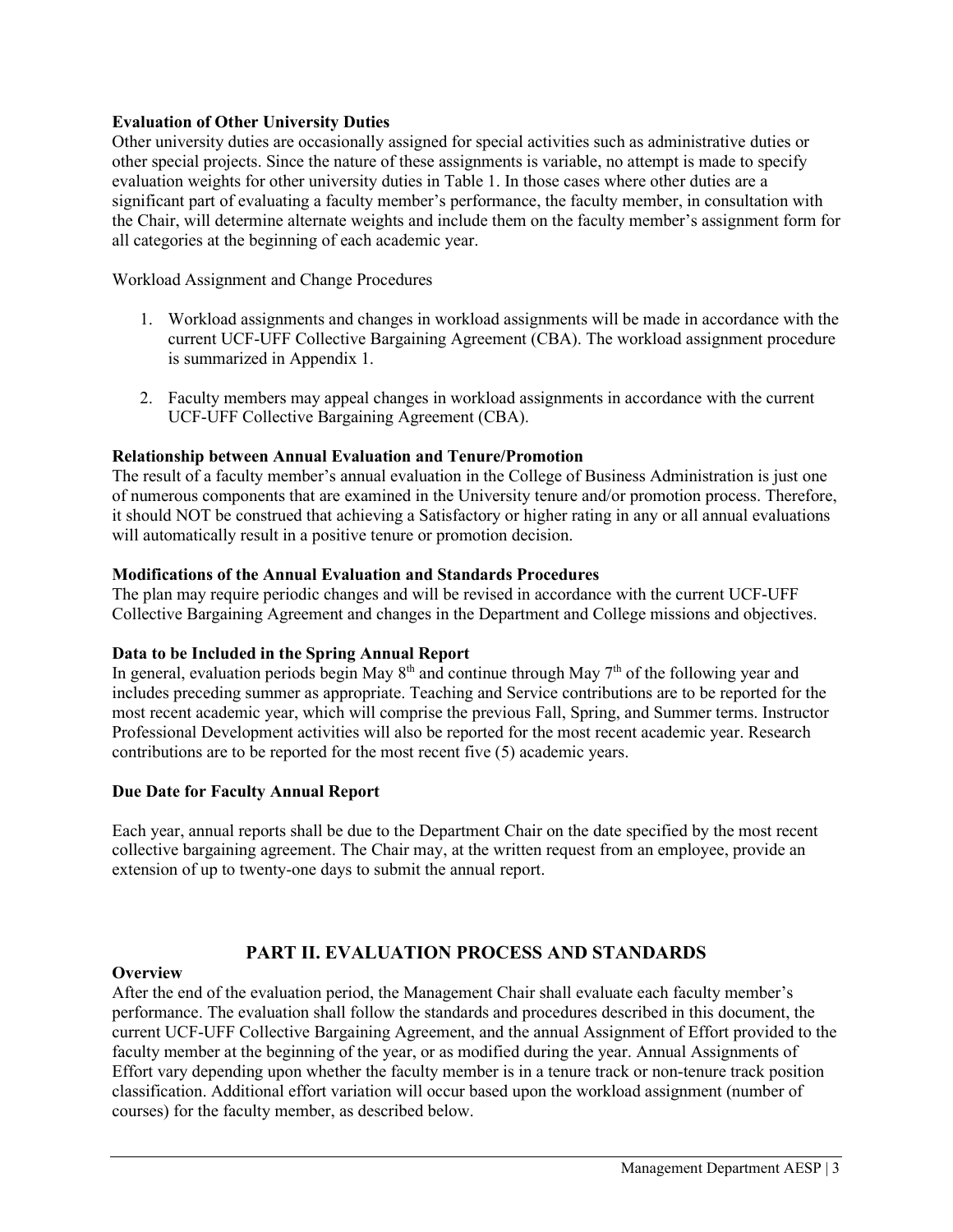**Evaluation of Other University Duties**
Other university duties are occasionally assigned for special activities such as administrative duties or other special projects. Since the nature of these assignments is variable, no attempt is made to specify evaluation weights for other university duties in Table 1. In those cases where other duties are a significant part of evaluating a faculty member's performance, the faculty member, in consultation with the Chair, will determine alternate weights and include them on the faculty member's assignment form for all categories at the beginning of each academic year.

Workload Assignment and Change Procedures

1. Workload assignments and changes in workload assignments will be made in accordance with the current UCF-UFF Collective Bargaining Agreement (CBA). The workload assignment procedure is summarized in Appendix 1.

2. Faculty members may appeal changes in workload assignments in accordance with the current UCF-UFF Collective Bargaining Agreement (CBA).

**Relationship between Annual Evaluation and Tenure/Promotion**
The result of a faculty member's annual evaluation in the College of Business Administration is just one of numerous components that are examined in the University tenure and/or promotion process. Therefore, it should NOT be construed that achieving a Satisfactory or higher rating in any or all annual evaluations will automatically result in a positive tenure or promotion decision.

**Modifications of the Annual Evaluation and Standards Procedures**
The plan may require periodic changes and will be revised in accordance with the current UCF-UFF Collective Bargaining Agreement and changes in the Department and College missions and objectives.

**Data to be Included in the Spring Annual Report**
In general, evaluation periods begin May 8th and continue through May 7th of the following year and includes preceding summer as appropriate. Teaching and Service contributions are to be reported for the most recent academic year, which will comprise the previous Fall, Spring, and Summer terms. Instructor Professional Development activities will also be reported for the most recent academic year. Research contributions are to be reported for the most recent five (5) academic years.

**Due Date for Faculty Annual Report**

Each year, annual reports shall be due to the Department Chair on the date specified by the most recent collective bargaining agreement. The Chair may, at the written request from an employee, provide an extension of up to twenty-one days to submit the annual report.

## PART II. EVALUATION PROCESS AND STANDARDS

**Overview**
After the end of the evaluation period, the Management Chair shall evaluate each faculty member's performance. The evaluation shall follow the standards and procedures described in this document, the current UCF-UFF Collective Bargaining Agreement, and the annual Assignment of Effort provided to the faculty member at the beginning of the year, or as modified during the year. Annual Assignments of Effort vary depending upon whether the faculty member is in a tenure track or non-tenure track position classification. Additional effort variation will occur based upon the workload assignment (number of courses) for the faculty member, as described below.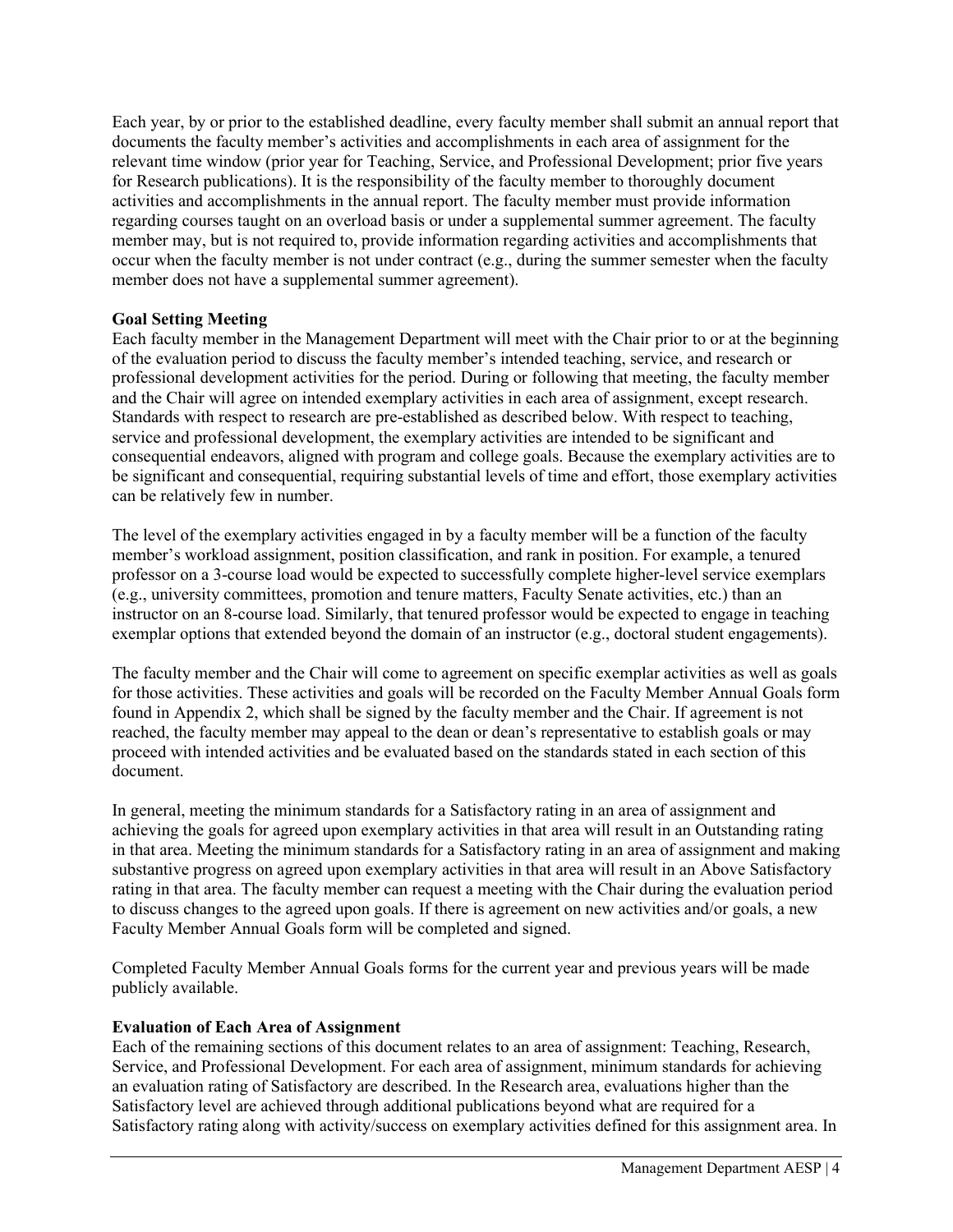Each year, by or prior to the established deadline, every faculty member shall submit an annual report that documents the faculty member's activities and accomplishments in each area of assignment for the relevant time window (prior year for Teaching, Service, and Professional Development; prior five years for Research publications). It is the responsibility of the faculty member to thoroughly document activities and accomplishments in the annual report. The faculty member must provide information regarding courses taught on an overload basis or under a supplemental summer agreement. The faculty member may, but is not required to, provide information regarding activities and accomplishments that occur when the faculty member is not under contract (e.g., during the summer semester when the faculty member does not have a supplemental summer agreement).

**Goal Setting Meeting**

Each faculty member in the Management Department will meet with the Chair prior to or at the beginning of the evaluation period to discuss the faculty member's intended teaching, service, and research or professional development activities for the period. During or following that meeting, the faculty member and the Chair will agree on intended exemplary activities in each area of assignment, except research. Standards with respect to research are pre-established as described below. With respect to teaching, service and professional development, the exemplary activities are intended to be significant and consequential endeavors, aligned with program and college goals. Because the exemplary activities are to be significant and consequential, requiring substantial levels of time and effort, those exemplary activities can be relatively few in number.

The level of the exemplary activities engaged in by a faculty member will be a function of the faculty member's workload assignment, position classification, and rank in position. For example, a tenured professor on a 3-course load would be expected to successfully complete higher-level service exemplars (e.g., university committees, promotion and tenure matters, Faculty Senate activities, etc.) than an instructor on an 8-course load. Similarly, that tenured professor would be expected to engage in teaching exemplar options that extended beyond the domain of an instructor (e.g., doctoral student engagements).

The faculty member and the Chair will come to agreement on specific exemplar activities as well as goals for those activities. These activities and goals will be recorded on the Faculty Member Annual Goals form found in Appendix 2, which shall be signed by the faculty member and the Chair. If agreement is not reached, the faculty member may appeal to the dean or dean's representative to establish goals or may proceed with intended activities and be evaluated based on the standards stated in each section of this document.

In general, meeting the minimum standards for a Satisfactory rating in an area of assignment and achieving the goals for agreed upon exemplary activities in that area will result in an Outstanding rating in that area. Meeting the minimum standards for a Satisfactory rating in an area of assignment and making substantive progress on agreed upon exemplary activities in that area will result in an Above Satisfactory rating in that area. The faculty member can request a meeting with the Chair during the evaluation period to discuss changes to the agreed upon goals. If there is agreement on new activities and/or goals, a new Faculty Member Annual Goals form will be completed and signed.

Completed Faculty Member Annual Goals forms for the current year and previous years will be made publicly available.

**Evaluation of Each Area of Assignment**

Each of the remaining sections of this document relates to an area of assignment: Teaching, Research, Service, and Professional Development. For each area of assignment, minimum standards for achieving an evaluation rating of Satisfactory are described. In the Research area, evaluations higher than the Satisfactory level are achieved through additional publications beyond what are required for a Satisfactory rating along with activity/success on exemplary activities defined for this assignment area. In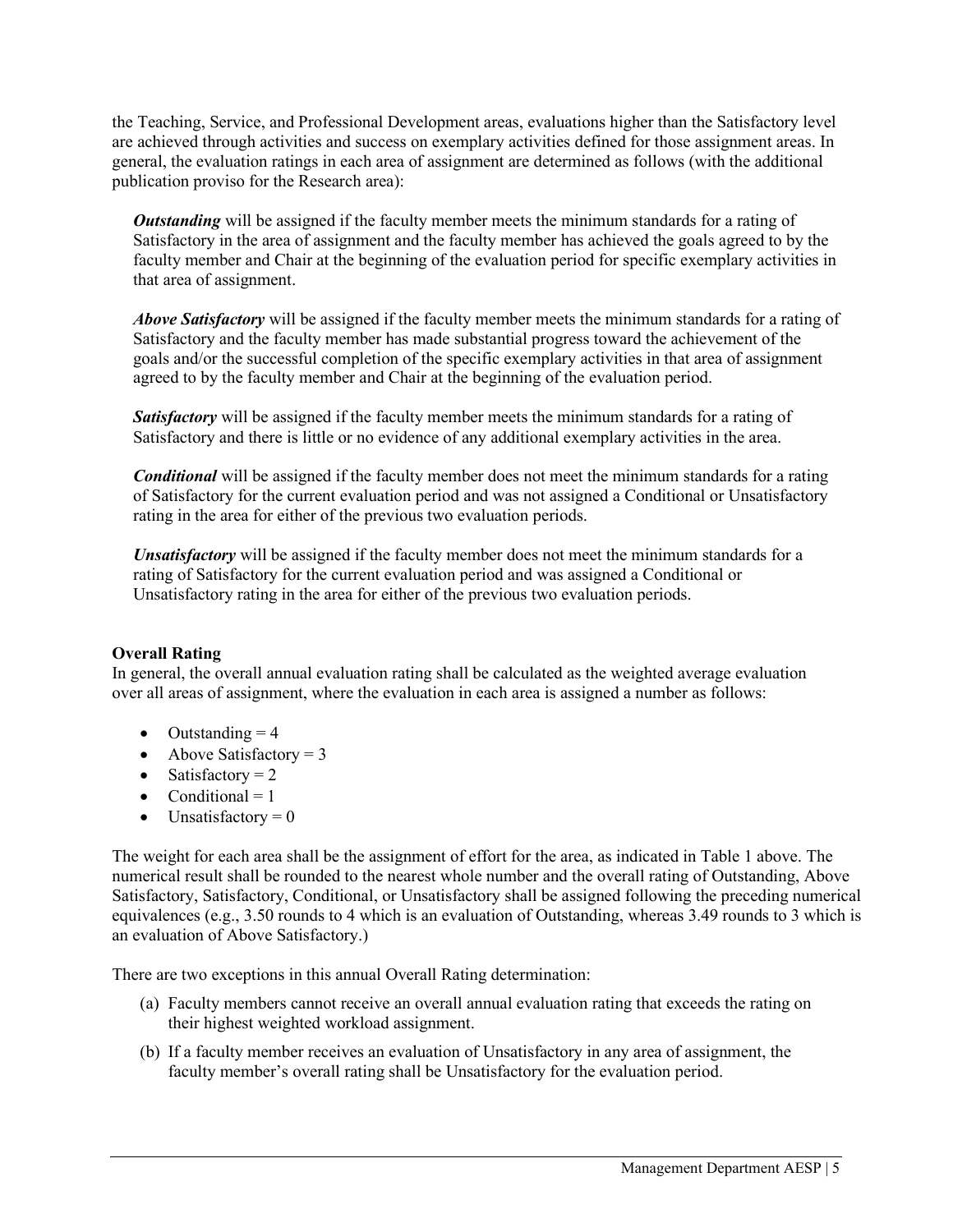the Teaching, Service, and Professional Development areas, evaluations higher than the Satisfactory level are achieved through activities and success on exemplary activities defined for those assignment areas. In general, the evaluation ratings in each area of assignment are determined as follows (with the additional publication proviso for the Research area):

***Outstanding*** will be assigned if the faculty member meets the minimum standards for a rating of Satisfactory in the area of assignment and the faculty member has achieved the goals agreed to by the faculty member and Chair at the beginning of the evaluation period for specific exemplary activities in that area of assignment.

***Above Satisfactory*** will be assigned if the faculty member meets the minimum standards for a rating of Satisfactory and the faculty member has made substantial progress toward the achievement of the goals and/or the successful completion of the specific exemplary activities in that area of assignment agreed to by the faculty member and Chair at the beginning of the evaluation period.

***Satisfactory*** will be assigned if the faculty member meets the minimum standards for a rating of Satisfactory and there is little or no evidence of any additional exemplary activities in the area.

***Conditional*** will be assigned if the faculty member does not meet the minimum standards for a rating of Satisfactory for the current evaluation period and was not assigned a Conditional or Unsatisfactory rating in the area for either of the previous two evaluation periods.

***Unsatisfactory*** will be assigned if the faculty member does not meet the minimum standards for a rating of Satisfactory for the current evaluation period and was assigned a Conditional or Unsatisfactory rating in the area for either of the previous two evaluation periods.

**Overall Rating**

In general, the overall annual evaluation rating shall be calculated as the weighted average evaluation over all areas of assignment, where the evaluation in each area is assigned a number as follows:

- Outstanding = 4
- Above Satisfactory = 3
- Satisfactory = 2
- Conditional = 1
- Unsatisfactory = 0

The weight for each area shall be the assignment of effort for the area, as indicated in Table 1 above. The numerical result shall be rounded to the nearest whole number and the overall rating of Outstanding, Above Satisfactory, Satisfactory, Conditional, or Unsatisfactory shall be assigned following the preceding numerical equivalences (e.g., 3.50 rounds to 4 which is an evaluation of Outstanding, whereas 3.49 rounds to 3 which is an evaluation of Above Satisfactory.)

There are two exceptions in this annual Overall Rating determination:

(a) Faculty members cannot receive an overall annual evaluation rating that exceeds the rating on their highest weighted workload assignment.

(b) If a faculty member receives an evaluation of Unsatisfactory in any area of assignment, the faculty member's overall rating shall be Unsatisfactory for the evaluation period.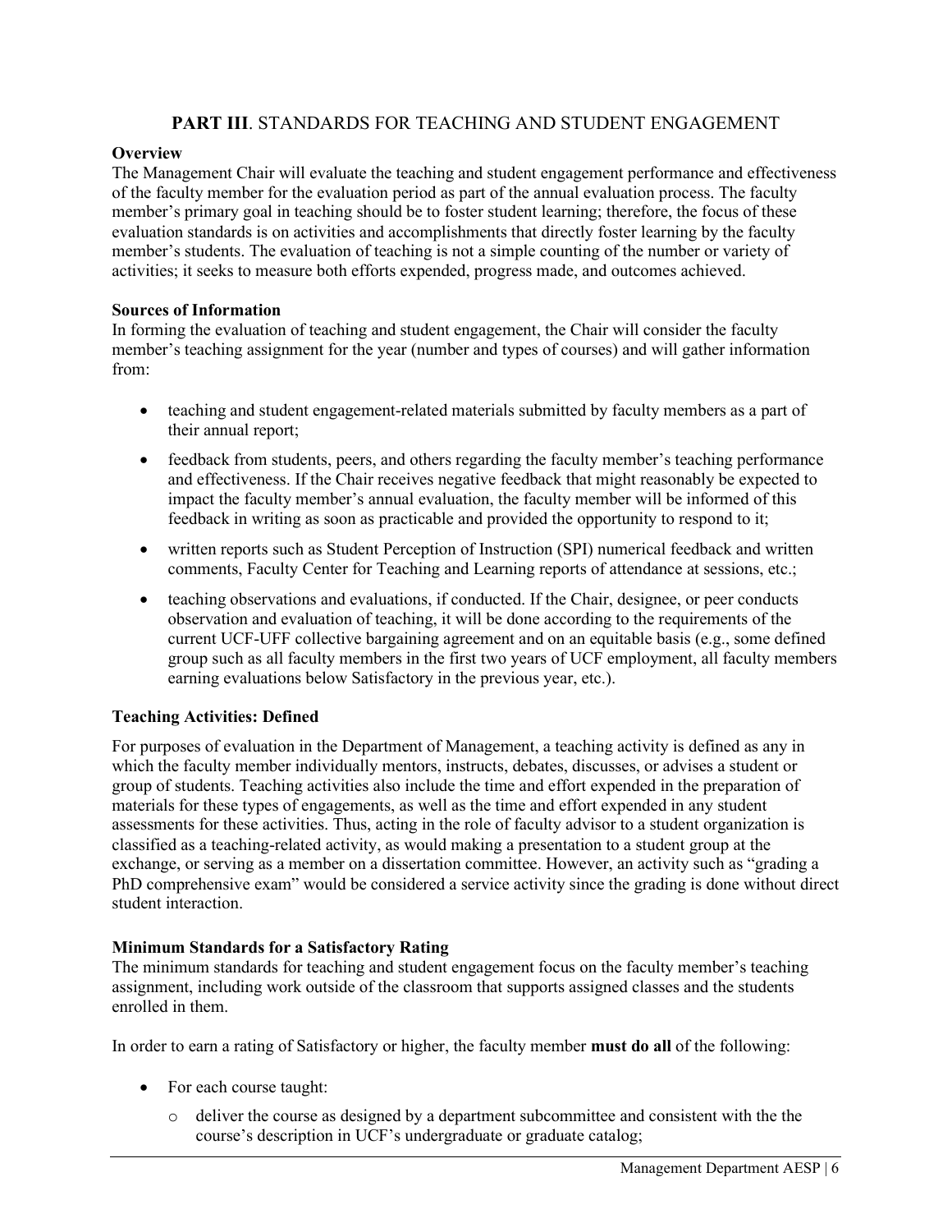## **PART III**. STANDARDS FOR TEACHING AND STUDENT ENGAGEMENT

**Overview**

The Management Chair will evaluate the teaching and student engagement performance and effectiveness of the faculty member for the evaluation period as part of the annual evaluation process. The faculty member's primary goal in teaching should be to foster student learning; therefore, the focus of these evaluation standards is on activities and accomplishments that directly foster learning by the faculty member's students. The evaluation of teaching is not a simple counting of the number or variety of activities; it seeks to measure both efforts expended, progress made, and outcomes achieved.

**Sources of Information**

In forming the evaluation of teaching and student engagement, the Chair will consider the faculty member's teaching assignment for the year (number and types of courses) and will gather information from:

- teaching and student engagement-related materials submitted by faculty members as a part of their annual report;
- feedback from students, peers, and others regarding the faculty member's teaching performance and effectiveness. If the Chair receives negative feedback that might reasonably be expected to impact the faculty member's annual evaluation, the faculty member will be informed of this feedback in writing as soon as practicable and provided the opportunity to respond to it;
- written reports such as Student Perception of Instruction (SPI) numerical feedback and written comments, Faculty Center for Teaching and Learning reports of attendance at sessions, etc.;
- teaching observations and evaluations, if conducted. If the Chair, designee, or peer conducts observation and evaluation of teaching, it will be done according to the requirements of the current UCF-UFF collective bargaining agreement and on an equitable basis (e.g., some defined group such as all faculty members in the first two years of UCF employment, all faculty members earning evaluations below Satisfactory in the previous year, etc.).

**Teaching Activities: Defined**

For purposes of evaluation in the Department of Management, a teaching activity is defined as any in which the faculty member individually mentors, instructs, debates, discusses, or advises a student or group of students. Teaching activities also include the time and effort expended in the preparation of materials for these types of engagements, as well as the time and effort expended in any student assessments for these activities. Thus, acting in the role of faculty advisor to a student organization is classified as a teaching-related activity, as would making a presentation to a student group at the exchange, or serving as a member on a dissertation committee. However, an activity such as "grading a PhD comprehensive exam" would be considered a service activity since the grading is done without direct student interaction.

**Minimum Standards for a Satisfactory Rating**

The minimum standards for teaching and student engagement focus on the faculty member's teaching assignment, including work outside of the classroom that supports assigned classes and the students enrolled in them.

In order to earn a rating of Satisfactory or higher, the faculty member **must do all** of the following:

- For each course taught:
  - deliver the course as designed by a department subcommittee and consistent with the the course's description in UCF's undergraduate or graduate catalog;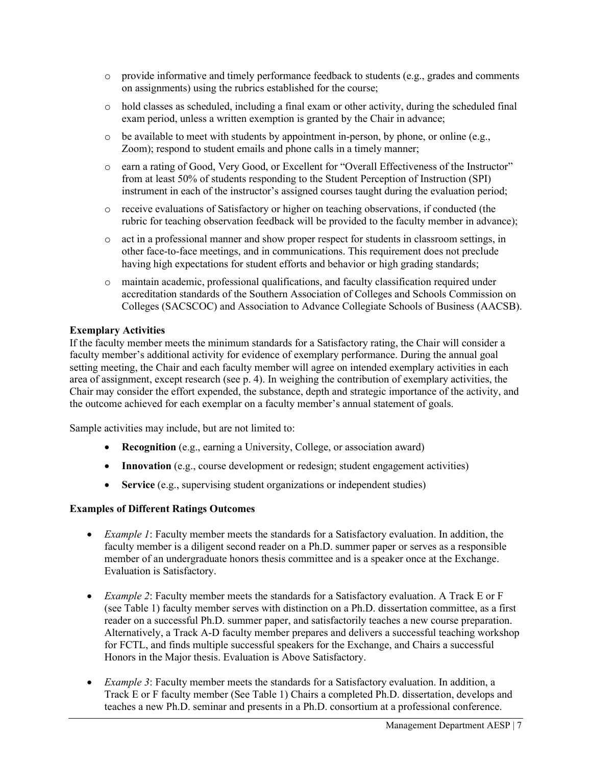- provide informative and timely performance feedback to students (e.g., grades and comments on assignments) using the rubrics established for the course;
- hold classes as scheduled, including a final exam or other activity, during the scheduled final exam period, unless a written exemption is granted by the Chair in advance;
- be available to meet with students by appointment in-person, by phone, or online (e.g., Zoom); respond to student emails and phone calls in a timely manner;
- earn a rating of Good, Very Good, or Excellent for "Overall Effectiveness of the Instructor" from at least 50% of students responding to the Student Perception of Instruction (SPI) instrument in each of the instructor's assigned courses taught during the evaluation period;
- receive evaluations of Satisfactory or higher on teaching observations, if conducted (the rubric for teaching observation feedback will be provided to the faculty member in advance);
- act in a professional manner and show proper respect for students in classroom settings, in other face-to-face meetings, and in communications. This requirement does not preclude having high expectations for student efforts and behavior or high grading standards;
- maintain academic, professional qualifications, and faculty classification required under accreditation standards of the Southern Association of Colleges and Schools Commission on Colleges (SACSCOC) and Association to Advance Collegiate Schools of Business (AACSB).

**Exemplary Activities**

If the faculty member meets the minimum standards for a Satisfactory rating, the Chair will consider a faculty member's additional activity for evidence of exemplary performance. During the annual goal setting meeting, the Chair and each faculty member will agree on intended exemplary activities in each area of assignment, except research (see p. 4). In weighing the contribution of exemplary activities, the Chair may consider the effort expended, the substance, depth and strategic importance of the activity, and the outcome achieved for each exemplar on a faculty member's annual statement of goals.

Sample activities may include, but are not limited to:

- **Recognition** (e.g., earning a University, College, or association award)
- **Innovation** (e.g., course development or redesign; student engagement activities)
- **Service** (e.g., supervising student organizations or independent studies)

**Examples of Different Ratings Outcomes**

- *Example 1*: Faculty member meets the standards for a Satisfactory evaluation. In addition, the faculty member is a diligent second reader on a Ph.D. summer paper or serves as a responsible member of an undergraduate honors thesis committee and is a speaker once at the Exchange. Evaluation is Satisfactory.
- *Example 2*: Faculty member meets the standards for a Satisfactory evaluation. A Track E or F (see Table 1) faculty member serves with distinction on a Ph.D. dissertation committee, as a first reader on a successful Ph.D. summer paper, and satisfactorily teaches a new course preparation. Alternatively, a Track A-D faculty member prepares and delivers a successful teaching workshop for FCTL, and finds multiple successful speakers for the Exchange, and Chairs a successful Honors in the Major thesis. Evaluation is Above Satisfactory.
- *Example 3*: Faculty member meets the standards for a Satisfactory evaluation. In addition, a Track E or F faculty member (See Table 1) Chairs a completed Ph.D. dissertation, develops and teaches a new Ph.D. seminar and presents in a Ph.D. consortium at a professional conference.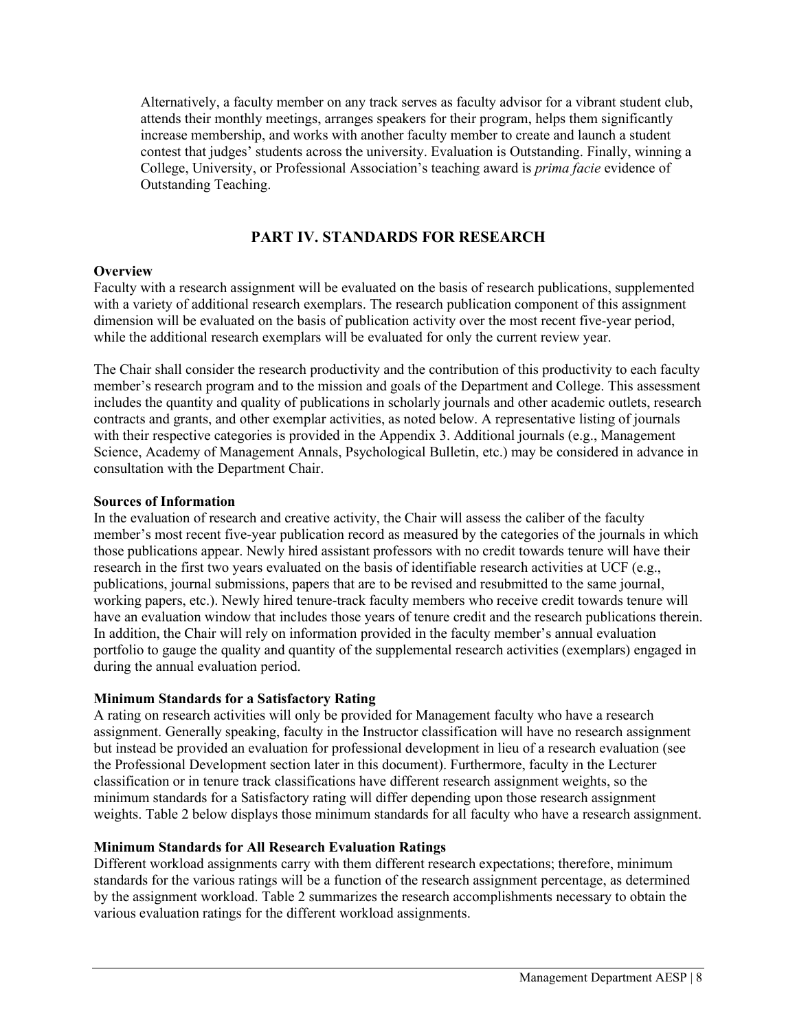Alternatively, a faculty member on any track serves as faculty advisor for a vibrant student club, attends their monthly meetings, arranges speakers for their program, helps them significantly increase membership, and works with another faculty member to create and launch a student contest that judges' students across the university. Evaluation is Outstanding. Finally, winning a College, University, or Professional Association's teaching award is *prima facie* evidence of Outstanding Teaching.

## PART IV. STANDARDS FOR RESEARCH

**Overview**

Faculty with a research assignment will be evaluated on the basis of research publications, supplemented with a variety of additional research exemplars. The research publication component of this assignment dimension will be evaluated on the basis of publication activity over the most recent five-year period, while the additional research exemplars will be evaluated for only the current review year.

The Chair shall consider the research productivity and the contribution of this productivity to each faculty member's research program and to the mission and goals of the Department and College. This assessment includes the quantity and quality of publications in scholarly journals and other academic outlets, research contracts and grants, and other exemplar activities, as noted below. A representative listing of journals with their respective categories is provided in the Appendix 3. Additional journals (e.g., Management Science, Academy of Management Annals, Psychological Bulletin, etc.) may be considered in advance in consultation with the Department Chair.

**Sources of Information**

In the evaluation of research and creative activity, the Chair will assess the caliber of the faculty member's most recent five-year publication record as measured by the categories of the journals in which those publications appear. Newly hired assistant professors with no credit towards tenure will have their research in the first two years evaluated on the basis of identifiable research activities at UCF (e.g., publications, journal submissions, papers that are to be revised and resubmitted to the same journal, working papers, etc.). Newly hired tenure-track faculty members who receive credit towards tenure will have an evaluation window that includes those years of tenure credit and the research publications therein. In addition, the Chair will rely on information provided in the faculty member's annual evaluation portfolio to gauge the quality and quantity of the supplemental research activities (exemplars) engaged in during the annual evaluation period.

**Minimum Standards for a Satisfactory Rating**

A rating on research activities will only be provided for Management faculty who have a research assignment. Generally speaking, faculty in the Instructor classification will have no research assignment but instead be provided an evaluation for professional development in lieu of a research evaluation (see the Professional Development section later in this document). Furthermore, faculty in the Lecturer classification or in tenure track classifications have different research assignment weights, so the minimum standards for a Satisfactory rating will differ depending upon those research assignment weights. Table 2 below displays those minimum standards for all faculty who have a research assignment.

**Minimum Standards for All Research Evaluation Ratings**

Different workload assignments carry with them different research expectations; therefore, minimum standards for the various ratings will be a function of the research assignment percentage, as determined by the assignment workload. Table 2 summarizes the research accomplishments necessary to obtain the various evaluation ratings for the different workload assignments.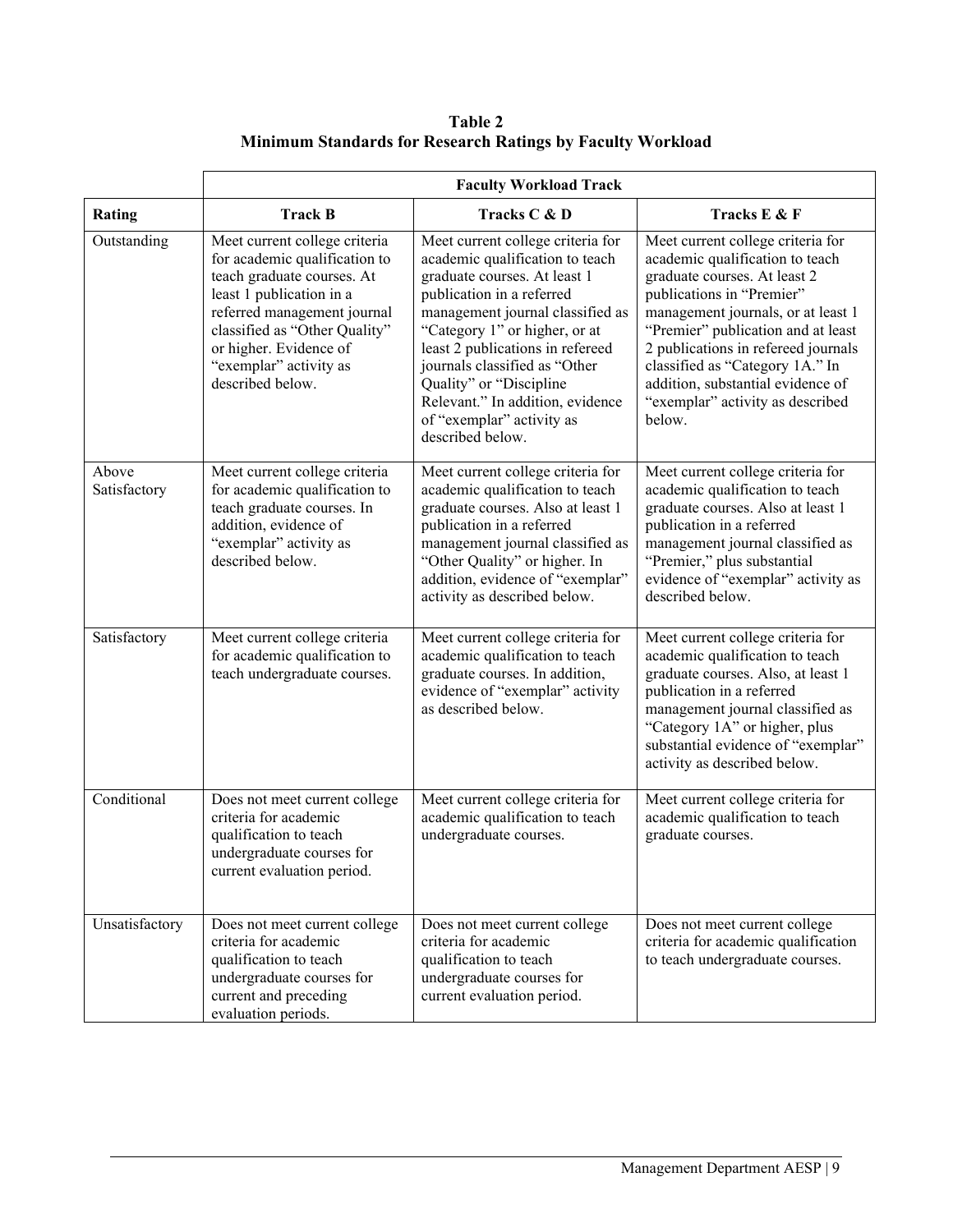**Table 2**
**Minimum Standards for Research Ratings by Faculty Workload**

| | **Faculty Workload Track** | | |
|---|---|---|---|
| **Rating** | **Track B** | **Tracks C & D** | **Tracks E & F** |
| Outstanding | Meet current college criteria for academic qualification to teach graduate courses. At least 1 publication in a referred management journal classified as "Other Quality" or higher. Evidence of "exemplar" activity as described below. | Meet current college criteria for academic qualification to teach graduate courses. At least 1 publication in a referred management journal classified as "Category 1" or higher, or at least 2 publications in refereed journals classified as "Other Quality" or "Discipline Relevant." In addition, evidence of "exemplar" activity as described below. | Meet current college criteria for academic qualification to teach graduate courses. At least 2 publications in "Premier" management journals, or at least 1 "Premier" publication and at least 2 publications in refereed journals classified as "Category 1A." In addition, substantial evidence of "exemplar" activity as described below. |
| Above Satisfactory | Meet current college criteria for academic qualification to teach graduate courses. In addition, evidence of "exemplar" activity as described below. | Meet current college criteria for academic qualification to teach graduate courses. Also at least 1 publication in a referred management journal classified as "Other Quality" or higher. In addition, evidence of "exemplar" activity as described below. | Meet current college criteria for academic qualification to teach graduate courses. Also at least 1 publication in a referred management journal classified as "Premier," plus substantial evidence of "exemplar" activity as described below. |
| Satisfactory | Meet current college criteria for academic qualification to teach undergraduate courses. | Meet current college criteria for academic qualification to teach graduate courses. In addition, evidence of "exemplar" activity as described below. | Meet current college criteria for academic qualification to teach graduate courses. Also, at least 1 publication in a referred management journal classified as "Category 1A" or higher, plus substantial evidence of "exemplar" activity as described below. |
| Conditional | Does not meet current college criteria for academic qualification to teach undergraduate courses for current evaluation period. | Meet current college criteria for academic qualification to teach undergraduate courses. | Meet current college criteria for academic qualification to teach graduate courses. |
| Unsatisfactory | Does not meet current college criteria for academic qualification to teach undergraduate courses for current and preceding evaluation periods. | Does not meet current college criteria for academic qualification to teach undergraduate courses for current evaluation period. | Does not meet current college criteria for academic qualification to teach undergraduate courses. |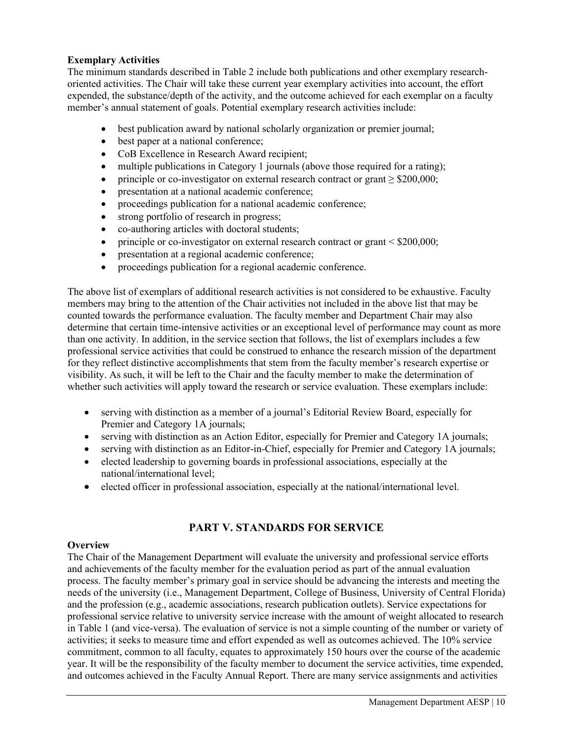**Exemplary Activities**

The minimum standards described in Table 2 include both publications and other exemplary research-oriented activities. The Chair will take these current year exemplary activities into account, the effort expended, the substance/depth of the activity, and the outcome achieved for each exemplar on a faculty member's annual statement of goals. Potential exemplary research activities include:

- best publication award by national scholarly organization or premier journal;
- best paper at a national conference;
- CoB Excellence in Research Award recipient;
- multiple publications in Category 1 journals (above those required for a rating);
- principle or co-investigator on external research contract or grant ≥ $200,000;
- presentation at a national academic conference;
- proceedings publication for a national academic conference;
- strong portfolio of research in progress;
- co-authoring articles with doctoral students;
- principle or co-investigator on external research contract or grant < $200,000;
- presentation at a regional academic conference;
- proceedings publication for a regional academic conference.

The above list of exemplars of additional research activities is not considered to be exhaustive. Faculty members may bring to the attention of the Chair activities not included in the above list that may be counted towards the performance evaluation. The faculty member and Department Chair may also determine that certain time-intensive activities or an exceptional level of performance may count as more than one activity. In addition, in the service section that follows, the list of exemplars includes a few professional service activities that could be construed to enhance the research mission of the department for they reflect distinctive accomplishments that stem from the faculty member's research expertise or visibility. As such, it will be left to the Chair and the faculty member to make the determination of whether such activities will apply toward the research or service evaluation. These exemplars include:

- serving with distinction as a member of a journal's Editorial Review Board, especially for Premier and Category 1A journals;
- serving with distinction as an Action Editor, especially for Premier and Category 1A journals;
- serving with distinction as an Editor-in-Chief, especially for Premier and Category 1A journals;
- elected leadership to governing boards in professional associations, especially at the national/international level;
- elected officer in professional association, especially at the national/international level.

## PART V. STANDARDS FOR SERVICE

**Overview**

The Chair of the Management Department will evaluate the university and professional service efforts and achievements of the faculty member for the evaluation period as part of the annual evaluation process. The faculty member's primary goal in service should be advancing the interests and meeting the needs of the university (i.e., Management Department, College of Business, University of Central Florida) and the profession (e.g., academic associations, research publication outlets). Service expectations for professional service relative to university service increase with the amount of weight allocated to research in Table 1 (and vice-versa). The evaluation of service is not a simple counting of the number or variety of activities; it seeks to measure time and effort expended as well as outcomes achieved. The 10% service commitment, common to all faculty, equates to approximately 150 hours over the course of the academic year. It will be the responsibility of the faculty member to document the service activities, time expended, and outcomes achieved in the Faculty Annual Report. There are many service assignments and activities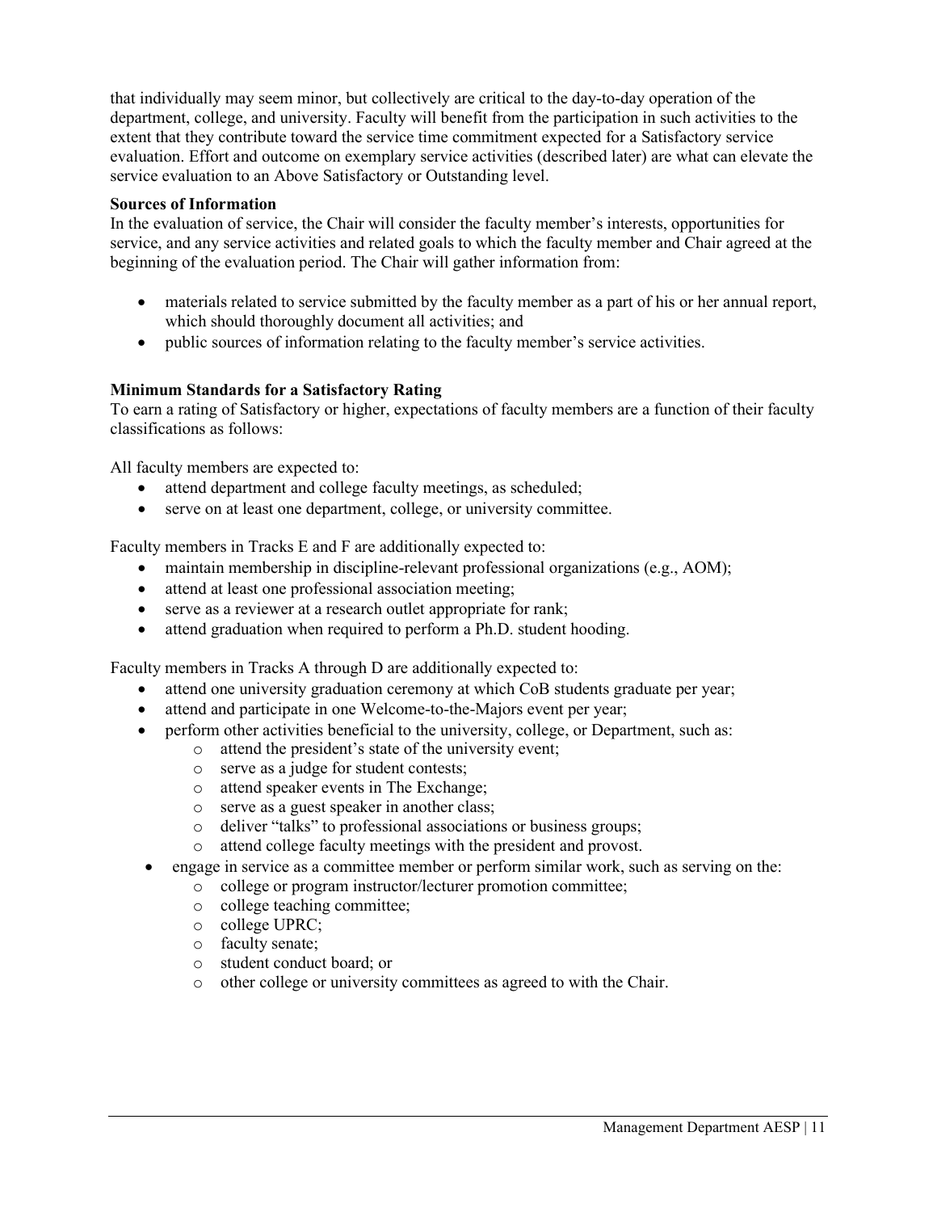that individually may seem minor, but collectively are critical to the day-to-day operation of the department, college, and university. Faculty will benefit from the participation in such activities to the extent that they contribute toward the service time commitment expected for a Satisfactory service evaluation. Effort and outcome on exemplary service activities (described later) are what can elevate the service evaluation to an Above Satisfactory or Outstanding level.

**Sources of Information**

In the evaluation of service, the Chair will consider the faculty member's interests, opportunities for service, and any service activities and related goals to which the faculty member and Chair agreed at the beginning of the evaluation period. The Chair will gather information from:

- materials related to service submitted by the faculty member as a part of his or her annual report, which should thoroughly document all activities; and
- public sources of information relating to the faculty member's service activities.

**Minimum Standards for a Satisfactory Rating**

To earn a rating of Satisfactory or higher, expectations of faculty members are a function of their faculty classifications as follows:

All faculty members are expected to:

- attend department and college faculty meetings, as scheduled;
- serve on at least one department, college, or university committee.

Faculty members in Tracks E and F are additionally expected to:

- maintain membership in discipline-relevant professional organizations (e.g., AOM);
- attend at least one professional association meeting;
- serve as a reviewer at a research outlet appropriate for rank;
- attend graduation when required to perform a Ph.D. student hooding.

Faculty members in Tracks A through D are additionally expected to:

- attend one university graduation ceremony at which CoB students graduate per year;
- attend and participate in one Welcome-to-the-Majors event per year;
- perform other activities beneficial to the university, college, or Department, such as:
  - attend the president's state of the university event;
  - serve as a judge for student contests;
  - attend speaker events in The Exchange;
  - serve as a guest speaker in another class;
  - deliver "talks" to professional associations or business groups;
  - attend college faculty meetings with the president and provost.
- engage in service as a committee member or perform similar work, such as serving on the:
  - college or program instructor/lecturer promotion committee;
  - college teaching committee;
  - college UPRC;
  - faculty senate;
  - student conduct board; or
  - other college or university committees as agreed to with the Chair.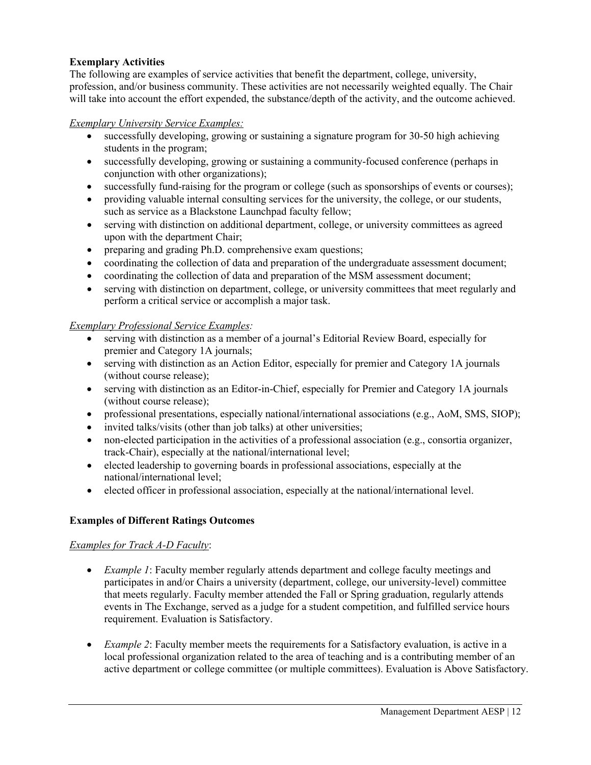**Exemplary Activities**

The following are examples of service activities that benefit the department, college, university, profession, and/or business community. These activities are not necessarily weighted equally. The Chair will take into account the effort expended, the substance/depth of the activity, and the outcome achieved.

*Exemplary University Service Examples:*

- successfully developing, growing or sustaining a signature program for 30-50 high achieving students in the program;
- successfully developing, growing or sustaining a community-focused conference (perhaps in conjunction with other organizations);
- successfully fund-raising for the program or college (such as sponsorships of events or courses);
- providing valuable internal consulting services for the university, the college, or our students, such as service as a Blackstone Launchpad faculty fellow;
- serving with distinction on additional department, college, or university committees as agreed upon with the department Chair;
- preparing and grading Ph.D. comprehensive exam questions;
- coordinating the collection of data and preparation of the undergraduate assessment document;
- coordinating the collection of data and preparation of the MSM assessment document;
- serving with distinction on department, college, or university committees that meet regularly and perform a critical service or accomplish a major task.

*Exemplary Professional Service Examples:*

- serving with distinction as a member of a journal's Editorial Review Board, especially for premier and Category 1A journals;
- serving with distinction as an Action Editor, especially for premier and Category 1A journals (without course release);
- serving with distinction as an Editor-in-Chief, especially for Premier and Category 1A journals (without course release);
- professional presentations, especially national/international associations (e.g., AoM, SMS, SIOP);
- invited talks/visits (other than job talks) at other universities;
- non-elected participation in the activities of a professional association (e.g., consortia organizer, track-Chair), especially at the national/international level;
- elected leadership to governing boards in professional associations, especially at the national/international level;
- elected officer in professional association, especially at the national/international level.

**Examples of Different Ratings Outcomes**

*Examples for Track A-D Faculty*:

- *Example 1*: Faculty member regularly attends department and college faculty meetings and participates in and/or Chairs a university (department, college, our university-level) committee that meets regularly. Faculty member attended the Fall or Spring graduation, regularly attends events in The Exchange, served as a judge for a student competition, and fulfilled service hours requirement. Evaluation is Satisfactory.

- *Example 2*: Faculty member meets the requirements for a Satisfactory evaluation, is active in a local professional organization related to the area of teaching and is a contributing member of an active department or college committee (or multiple committees). Evaluation is Above Satisfactory.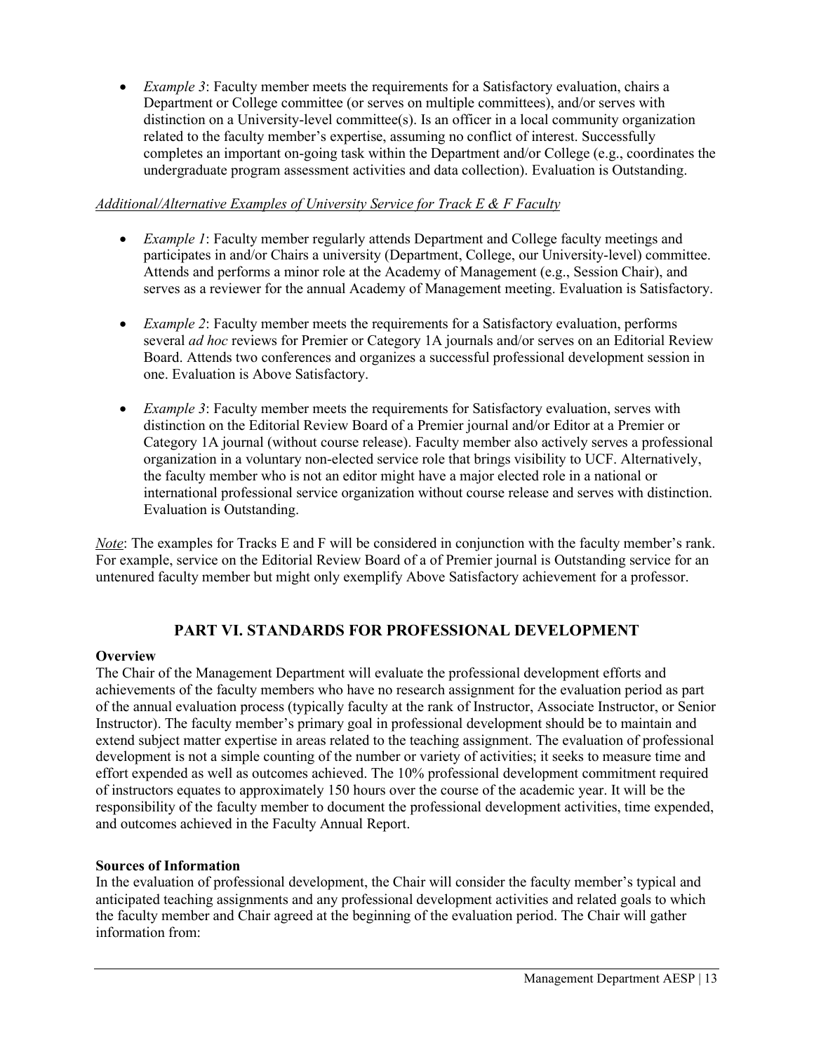- *Example 3*: Faculty member meets the requirements for a Satisfactory evaluation, chairs a Department or College committee (or serves on multiple committees), and/or serves with distinction on a University-level committee(s). Is an officer in a local community organization related to the faculty member's expertise, assuming no conflict of interest. Successfully completes an important on-going task within the Department and/or College (e.g., coordinates the undergraduate program assessment activities and data collection). Evaluation is Outstanding.

*Additional/Alternative Examples of University Service for Track E & F Faculty*

- *Example 1*: Faculty member regularly attends Department and College faculty meetings and participates in and/or Chairs a university (Department, College, our University-level) committee. Attends and performs a minor role at the Academy of Management (e.g., Session Chair), and serves as a reviewer for the annual Academy of Management meeting. Evaluation is Satisfactory.

- *Example 2*: Faculty member meets the requirements for a Satisfactory evaluation, performs several *ad hoc* reviews for Premier or Category 1A journals and/or serves on an Editorial Review Board. Attends two conferences and organizes a successful professional development session in one. Evaluation is Above Satisfactory.

- *Example 3*: Faculty member meets the requirements for Satisfactory evaluation, serves with distinction on the Editorial Review Board of a Premier journal and/or Editor at a Premier or Category 1A journal (without course release). Faculty member also actively serves a professional organization in a voluntary non-elected service role that brings visibility to UCF. Alternatively, the faculty member who is not an editor might have a major elected role in a national or international professional service organization without course release and serves with distinction. Evaluation is Outstanding.

*Note*: The examples for Tracks E and F will be considered in conjunction with the faculty member's rank. For example, service on the Editorial Review Board of a of Premier journal is Outstanding service for an untenured faculty member but might only exemplify Above Satisfactory achievement for a professor.

## PART VI. STANDARDS FOR PROFESSIONAL DEVELOPMENT

**Overview**

The Chair of the Management Department will evaluate the professional development efforts and achievements of the faculty members who have no research assignment for the evaluation period as part of the annual evaluation process (typically faculty at the rank of Instructor, Associate Instructor, or Senior Instructor). The faculty member's primary goal in professional development should be to maintain and extend subject matter expertise in areas related to the teaching assignment. The evaluation of professional development is not a simple counting of the number or variety of activities; it seeks to measure time and effort expended as well as outcomes achieved. The 10% professional development commitment required of instructors equates to approximately 150 hours over the course of the academic year. It will be the responsibility of the faculty member to document the professional development activities, time expended, and outcomes achieved in the Faculty Annual Report.

**Sources of Information**

In the evaluation of professional development, the Chair will consider the faculty member's typical and anticipated teaching assignments and any professional development activities and related goals to which the faculty member and Chair agreed at the beginning of the evaluation period. The Chair will gather information from: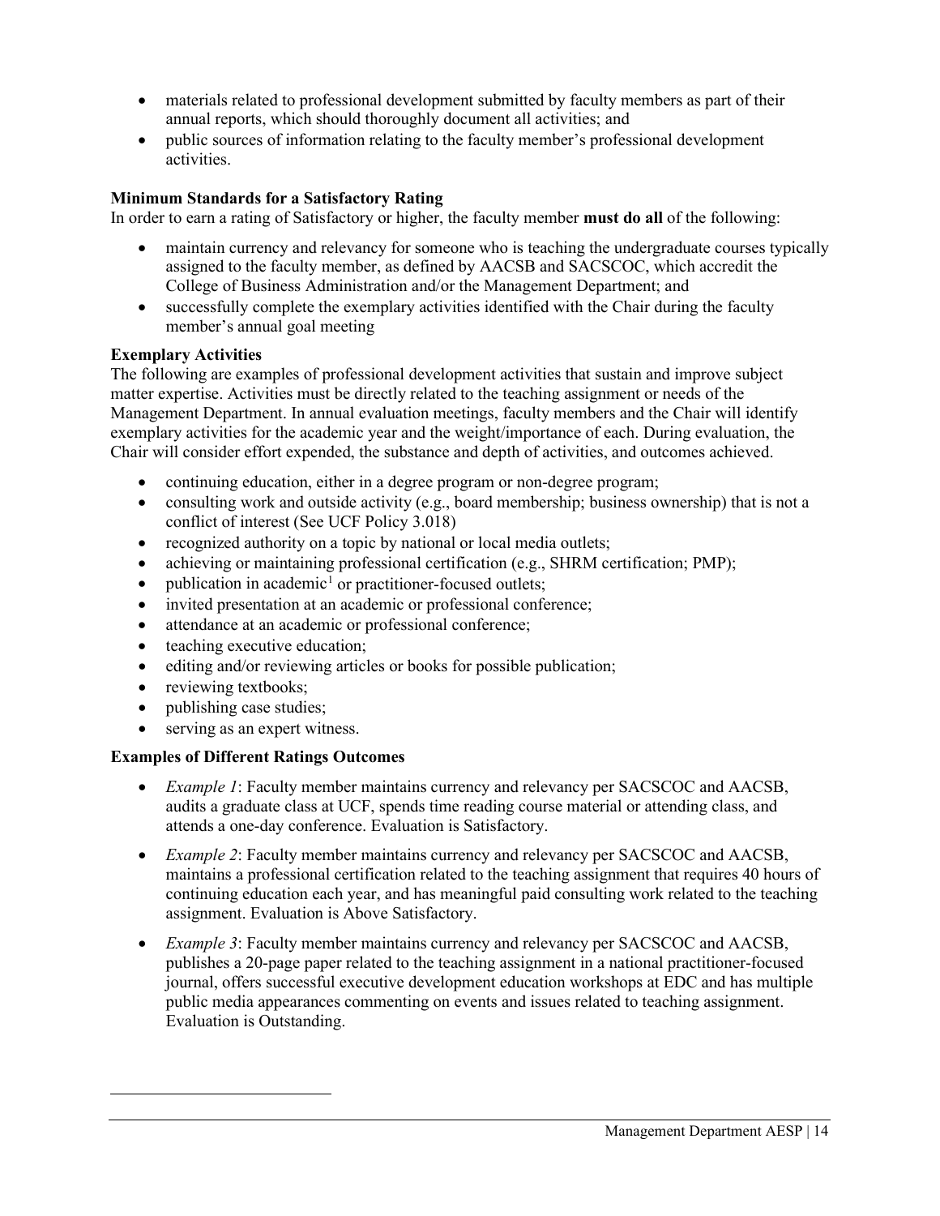- materials related to professional development submitted by faculty members as part of their annual reports, which should thoroughly document all activities; and
- public sources of information relating to the faculty member's professional development activities.

**Minimum Standards for a Satisfactory Rating**

In order to earn a rating of Satisfactory or higher, the faculty member **must do all** of the following:

- maintain currency and relevancy for someone who is teaching the undergraduate courses typically assigned to the faculty member, as defined by AACSB and SACSCOC, which accredit the College of Business Administration and/or the Management Department; and
- successfully complete the exemplary activities identified with the Chair during the faculty member's annual goal meeting

**Exemplary Activities**

The following are examples of professional development activities that sustain and improve subject matter expertise. Activities must be directly related to the teaching assignment or needs of the Management Department. In annual evaluation meetings, faculty members and the Chair will identify exemplary activities for the academic year and the weight/importance of each. During evaluation, the Chair will consider effort expended, the substance and depth of activities, and outcomes achieved.

- continuing education, either in a degree program or non-degree program;
- consulting work and outside activity (e.g., board membership; business ownership) that is not a conflict of interest (See UCF Policy 3.018)
- recognized authority on a topic by national or local media outlets;
- achieving or maintaining professional certification (e.g., SHRM certification; PMP);
- publication in academic[1] or practitioner-focused outlets;
- invited presentation at an academic or professional conference;
- attendance at an academic or professional conference;
- teaching executive education;
- editing and/or reviewing articles or books for possible publication;
- reviewing textbooks;
- publishing case studies;
- serving as an expert witness.

**Examples of Different Ratings Outcomes**

- *Example 1*: Faculty member maintains currency and relevancy per SACSCOC and AACSB, audits a graduate class at UCF, spends time reading course material or attending class, and attends a one-day conference. Evaluation is Satisfactory.
- *Example 2*: Faculty member maintains currency and relevancy per SACSCOC and AACSB, maintains a professional certification related to the teaching assignment that requires 40 hours of continuing education each year, and has meaningful paid consulting work related to the teaching assignment. Evaluation is Above Satisfactory.
- *Example 3*: Faculty member maintains currency and relevancy per SACSCOC and AACSB, publishes a 20-page paper related to the teaching assignment in a national practitioner-focused journal, offers successful executive development education workshops at EDC and has multiple public media appearances commenting on events and issues related to teaching assignment. Evaluation is Outstanding.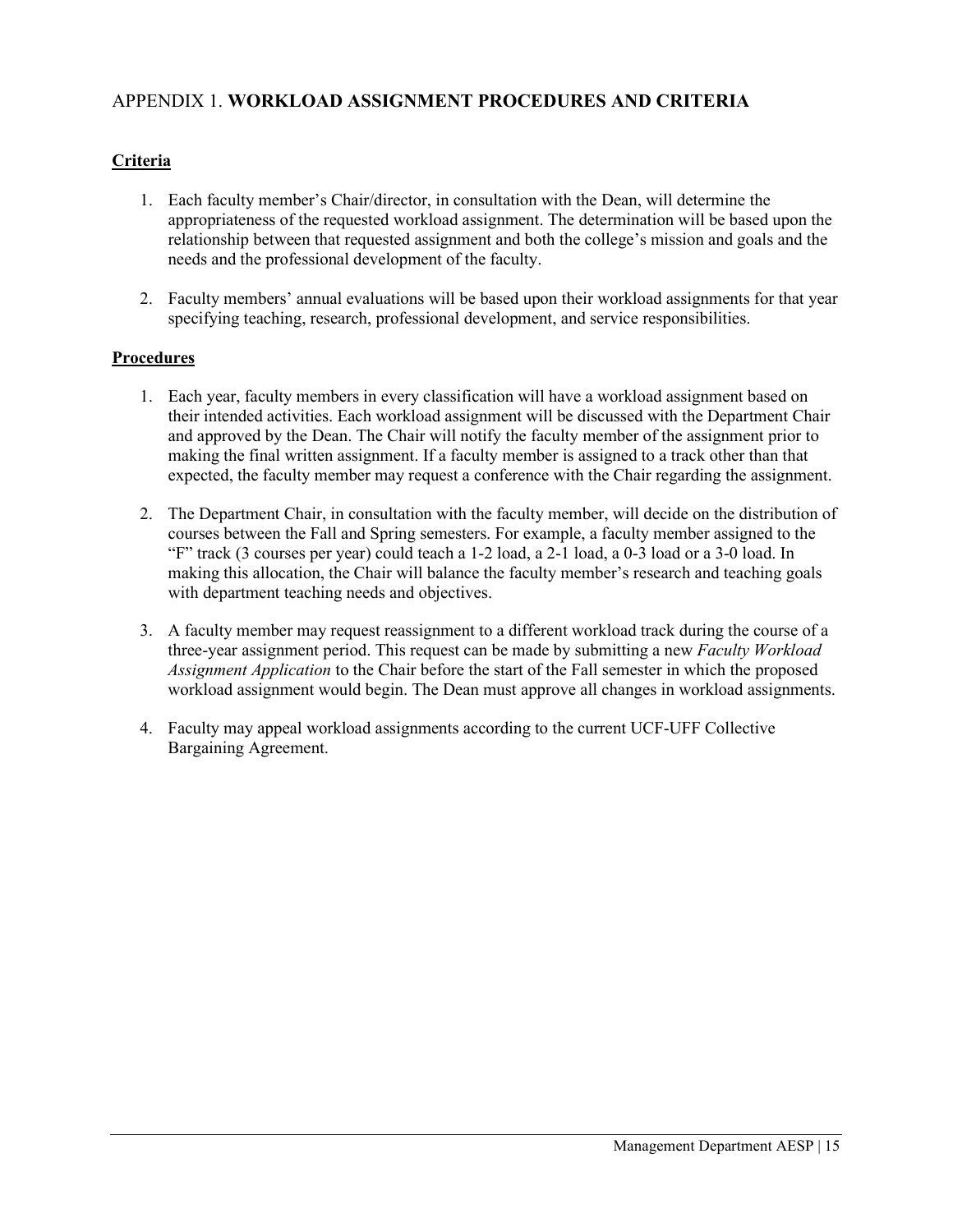## APPENDIX 1. **WORKLOAD ASSIGNMENT PROCEDURES AND CRITERIA**

### Criteria

1. Each faculty member's Chair/director, in consultation with the Dean, will determine the appropriateness of the requested workload assignment. The determination will be based upon the relationship between that requested assignment and both the college's mission and goals and the needs and the professional development of the faculty.

2. Faculty members' annual evaluations will be based upon their workload assignments for that year specifying teaching, research, professional development, and service responsibilities.

### Procedures

1. Each year, faculty members in every classification will have a workload assignment based on their intended activities. Each workload assignment will be discussed with the Department Chair and approved by the Dean. The Chair will notify the faculty member of the assignment prior to making the final written assignment. If a faculty member is assigned to a track other than that expected, the faculty member may request a conference with the Chair regarding the assignment.

2. The Department Chair, in consultation with the faculty member, will decide on the distribution of courses between the Fall and Spring semesters. For example, a faculty member assigned to the "F" track (3 courses per year) could teach a 1-2 load, a 2-1 load, a 0-3 load or a 3-0 load. In making this allocation, the Chair will balance the faculty member's research and teaching goals with department teaching needs and objectives.

3. A faculty member may request reassignment to a different workload track during the course of a three-year assignment period. This request can be made by submitting a new *Faculty Workload Assignment Application* to the Chair before the start of the Fall semester in which the proposed workload assignment would begin. The Dean must approve all changes in workload assignments.

4. Faculty may appeal workload assignments according to the current UCF-UFF Collective Bargaining Agreement.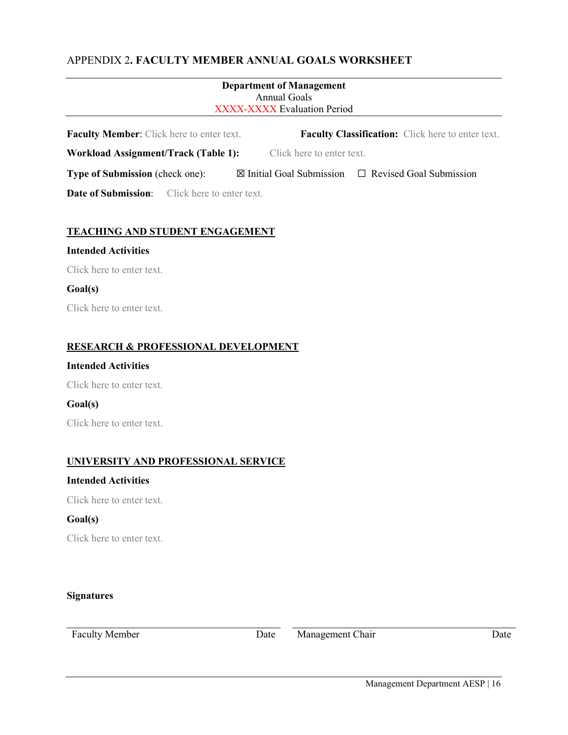## APPENDIX 2. **FACULTY MEMBER ANNUAL GOALS WORKSHEET**

---

**Department of Management**
Annual Goals
XXXX-XXXX Evaluation Period

---

**Faculty Member**: Click here to enter text. **Faculty Classification:** Click here to enter text.

**Workload Assignment/Track (Table 1):** Click here to enter text.

**Type of Submission** (check one): ☒ Initial Goal Submission ☐ Revised Goal Submission

**Date of Submission**: Click here to enter text.

### **TEACHING AND STUDENT ENGAGEMENT**

**Intended Activities**

Click here to enter text.

**Goal(s)**

Click here to enter text.

### **RESEARCH & PROFESSIONAL DEVELOPMENT**

**Intended Activities**

Click here to enter text.

**Goal(s)**

Click here to enter text.

### **UNIVERSITY AND PROFESSIONAL SERVICE**

**Intended Activities**

Click here to enter text.

**Goal(s)**

Click here to enter text.

**Signatures**

| Faculty Member | Date | Management Chair | Date |
|---|---|---|---|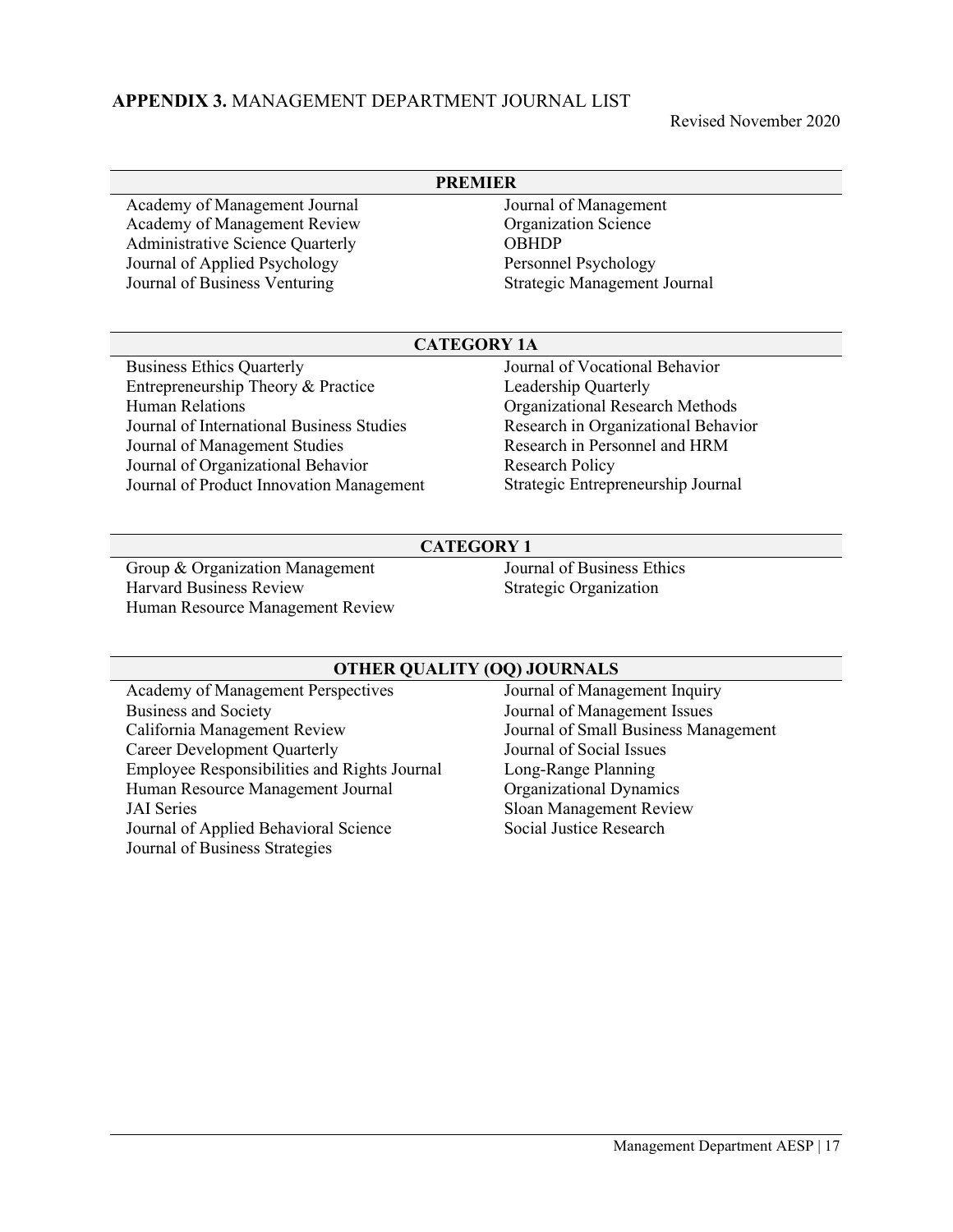## **APPENDIX 3.** MANAGEMENT DEPARTMENT JOURNAL LIST

Revised November 2020

### PREMIER

- Academy of Management Journal
- Academy of Management Review
- Administrative Science Quarterly
- Journal of Applied Psychology
- Journal of Business Venturing
- Journal of Management
- Organization Science
- OBHDP
- Personnel Psychology
- Strategic Management Journal

### CATEGORY 1A

- Business Ethics Quarterly
- Entrepreneurship Theory & Practice
- Human Relations
- Journal of International Business Studies
- Journal of Management Studies
- Journal of Organizational Behavior
- Journal of Product Innovation Management
- Journal of Vocational Behavior
- Leadership Quarterly
- Organizational Research Methods
- Research in Organizational Behavior
- Research in Personnel and HRM
- Research Policy
- Strategic Entrepreneurship Journal

### CATEGORY 1

- Group & Organization Management
- Harvard Business Review
- Human Resource Management Review
- Journal of Business Ethics
- Strategic Organization

### OTHER QUALITY (OQ) JOURNALS

- Academy of Management Perspectives
- Business and Society
- California Management Review
- Career Development Quarterly
- Employee Responsibilities and Rights Journal
- Human Resource Management Journal
- JAI Series
- Journal of Applied Behavioral Science
- Journal of Business Strategies
- Journal of Management Inquiry
- Journal of Management Issues
- Journal of Small Business Management
- Journal of Social Issues
- Long-Range Planning
- Organizational Dynamics
- Sloan Management Review
- Social Justice Research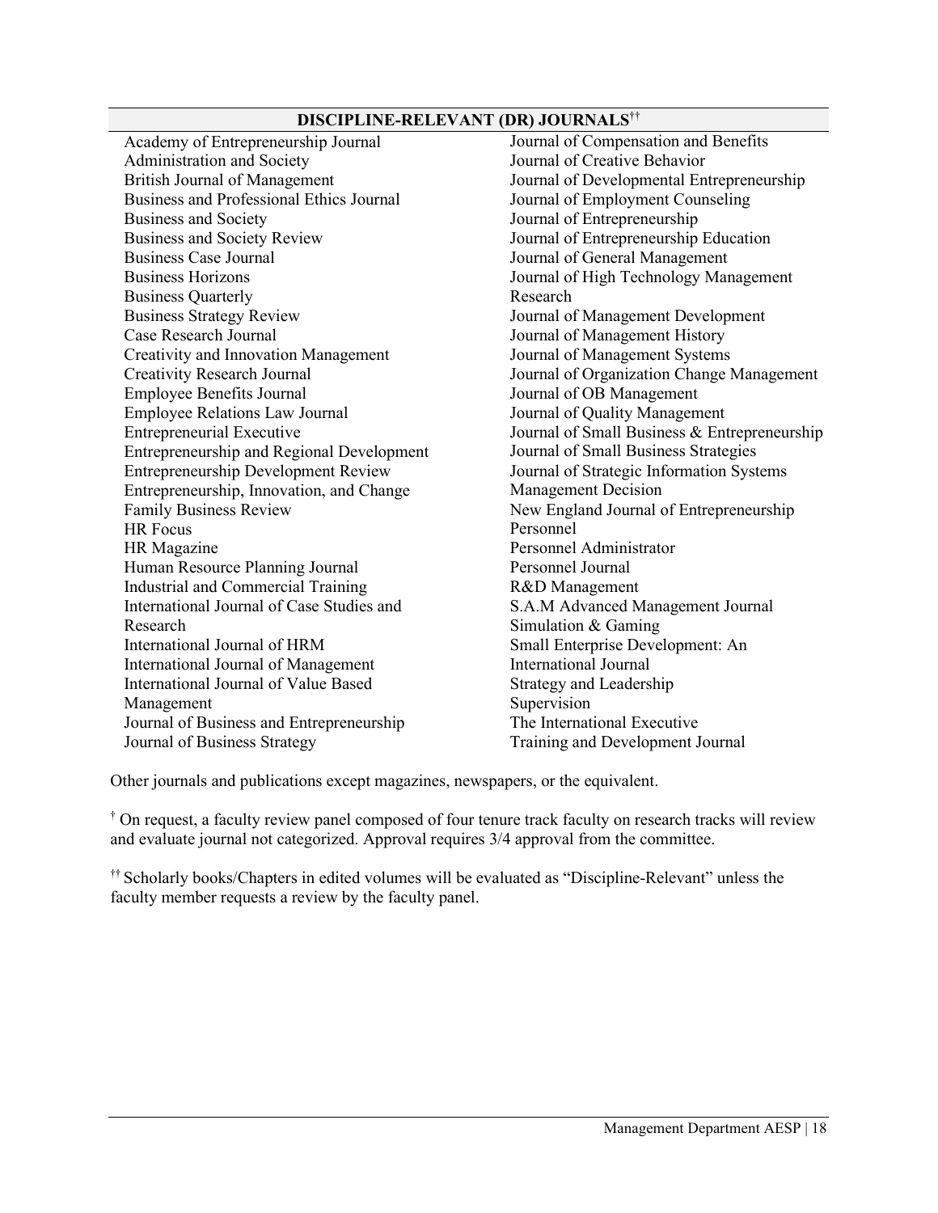## DISCIPLINE-RELEVANT (DR) JOURNALS[††]

- Academy of Entrepreneurship Journal
- Administration and Society
- British Journal of Management
- Business and Professional Ethics Journal
- Business and Society
- Business and Society Review
- Business Case Journal
- Business Horizons
- Business Quarterly
- Business Strategy Review
- Case Research Journal
- Creativity and Innovation Management
- Creativity Research Journal
- Employee Benefits Journal
- Employee Relations Law Journal
- Entrepreneurial Executive
- Entrepreneurship and Regional Development
- Entrepreneurship Development Review
- Entrepreneurship, Innovation, and Change
- Family Business Review
- HR Focus
- HR Magazine
- Human Resource Planning Journal
- Industrial and Commercial Training
- International Journal of Case Studies and Research
- International Journal of HRM
- International Journal of Management
- International Journal of Value Based Management
- Journal of Business and Entrepreneurship
- Journal of Business Strategy
- Journal of Compensation and Benefits
- Journal of Creative Behavior
- Journal of Developmental Entrepreneurship
- Journal of Employment Counseling
- Journal of Entrepreneurship
- Journal of Entrepreneurship Education
- Journal of General Management
- Journal of High Technology Management Research
- Journal of Management Development
- Journal of Management History
- Journal of Management Systems
- Journal of Organization Change Management
- Journal of OB Management
- Journal of Quality Management
- Journal of Small Business & Entrepreneurship
- Journal of Small Business Strategies
- Journal of Strategic Information Systems
- Management Decision
- New England Journal of Entrepreneurship
- Personnel
- Personnel Administrator
- Personnel Journal
- R&D Management
- S.A.M Advanced Management Journal
- Simulation & Gaming
- Small Enterprise Development: An International Journal
- Strategy and Leadership
- Supervision
- The International Executive
- Training and Development Journal

Other journals and publications except magazines, newspapers, or the equivalent.

[†] On request, a faculty review panel composed of four tenure track faculty on research tracks will review and evaluate journal not categorized. Approval requires 3/4 approval from the committee.

[††] Scholarly books/Chapters in edited volumes will be evaluated as "Discipline-Relevant" unless the faculty member requests a review by the faculty panel.